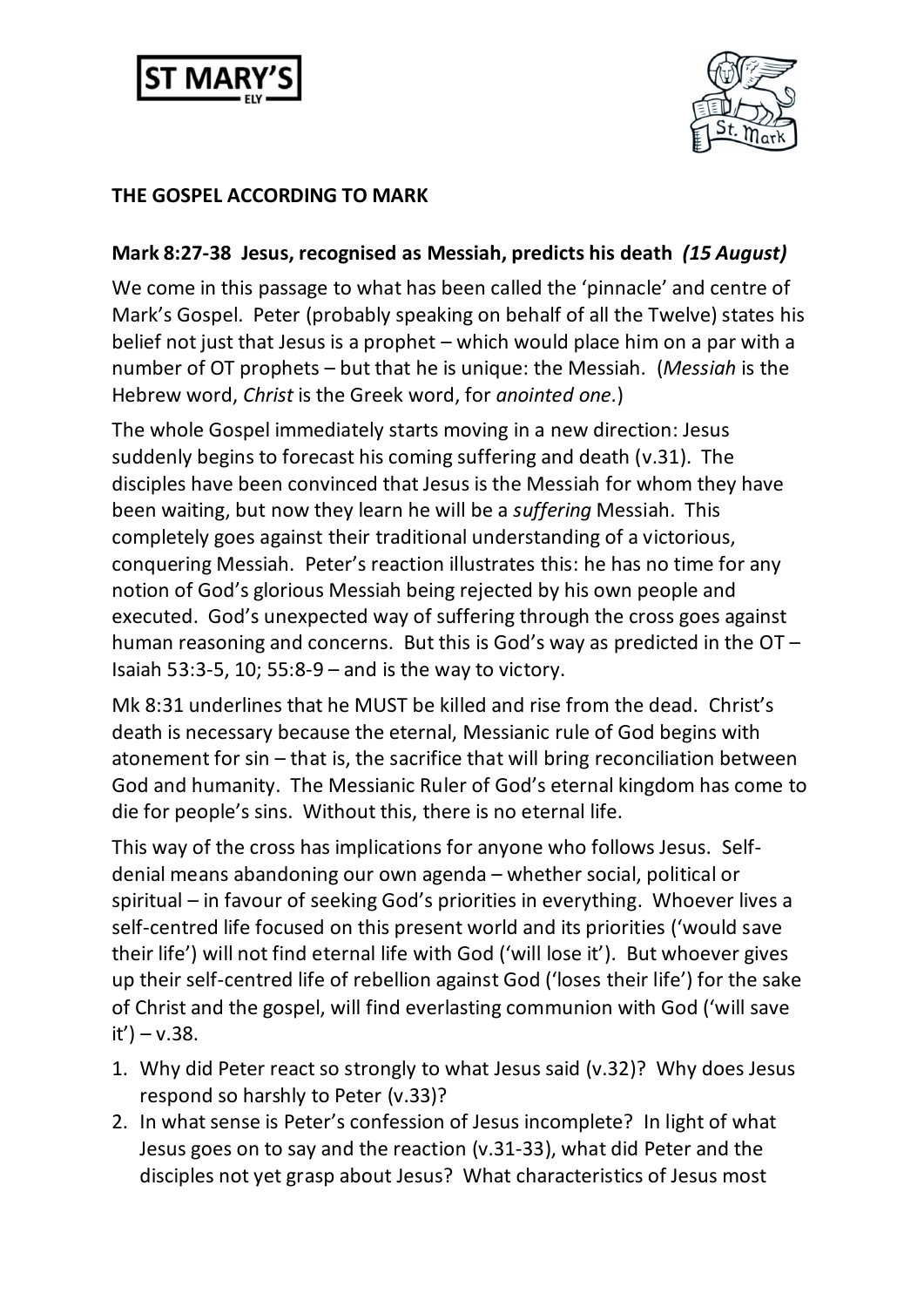**THE GOSPEL ACCORDING TO MARK**

**Mark 8:27-38 Jesus, recognised as Messiah, predicts his death** ***(15 August)***

We come in this passage to what has been called the 'pinnacle' and centre of Mark's Gospel. Peter (probably speaking on behalf of all the Twelve) states his belief not just that Jesus is a prophet – which would place him on a par with a number of OT prophets – but that he is unique: the Messiah. (*Messiah* is the Hebrew word, *Christ* is the Greek word, for *anointed one*.)

The whole Gospel immediately starts moving in a new direction: Jesus suddenly begins to forecast his coming suffering and death (v.31). The disciples have been convinced that Jesus is the Messiah for whom they have been waiting, but now they learn he will be a *suffering* Messiah. This completely goes against their traditional understanding of a victorious, conquering Messiah. Peter's reaction illustrates this: he has no time for any notion of God's glorious Messiah being rejected by his own people and executed. God's unexpected way of suffering through the cross goes against human reasoning and concerns. But this is God's way as predicted in the OT – Isaiah 53:3-5, 10; 55:8-9 – and is the way to victory.

Mk 8:31 underlines that he MUST be killed and rise from the dead. Christ's death is necessary because the eternal, Messianic rule of God begins with atonement for sin – that is, the sacrifice that will bring reconciliation between God and humanity. The Messianic Ruler of God's eternal kingdom has come to die for people's sins. Without this, there is no eternal life.

This way of the cross has implications for anyone who follows Jesus. Self-denial means abandoning our own agenda – whether social, political or spiritual – in favour of seeking God's priorities in everything. Whoever lives a self-centred life focused on this present world and its priorities ('would save their life') will not find eternal life with God ('will lose it'). But whoever gives up their self-centred life of rebellion against God ('loses their life') for the sake of Christ and the gospel, will find everlasting communion with God ('will save it') – v.38.

1. Why did Peter react so strongly to what Jesus said (v.32)? Why does Jesus respond so harshly to Peter (v.33)?
2. In what sense is Peter's confession of Jesus incomplete? In light of what Jesus goes on to say and the reaction (v.31-33), what did Peter and the disciples not yet grasp about Jesus? What characteristics of Jesus most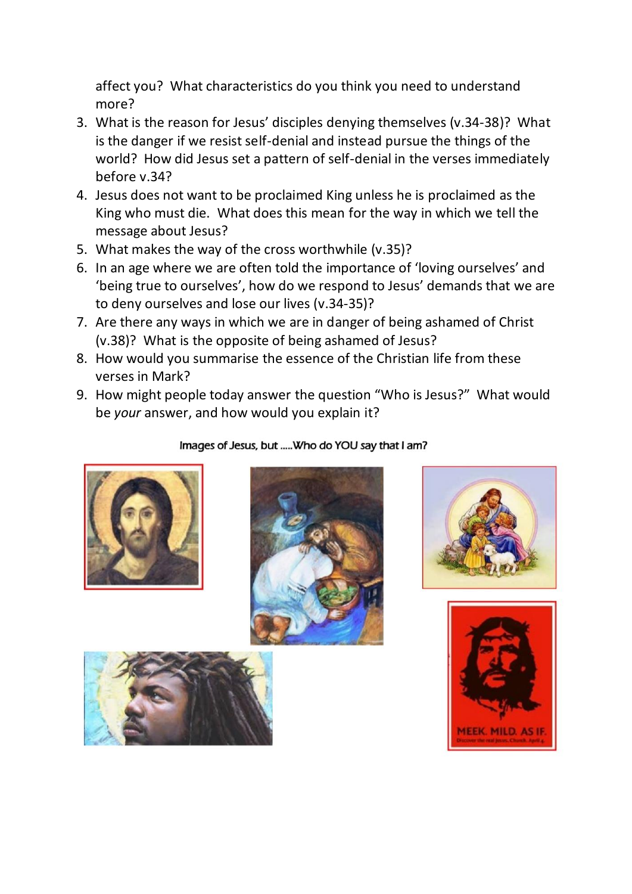affect you? What characteristics do you think you need to understand more?

3. What is the reason for Jesus' disciples denying themselves (v.34-38)? What is the danger if we resist self-denial and instead pursue the things of the world? How did Jesus set a pattern of self-denial in the verses immediately before v.34?
4. Jesus does not want to be proclaimed King unless he is proclaimed as the King who must die. What does this mean for the way in which we tell the message about Jesus?
5. What makes the way of the cross worthwhile (v.35)?
6. In an age where we are often told the importance of 'loving ourselves' and 'being true to ourselves', how do we respond to Jesus' demands that we are to deny ourselves and lose our lives (v.34-35)?
7. Are there any ways in which we are in danger of being ashamed of Christ (v.38)? What is the opposite of being ashamed of Jesus?
8. How would you summarise the essence of the Christian life from these verses in Mark?
9. How might people today answer the question "Who is Jesus?" What would be *your* answer, and how would you explain it?

Images of Jesus, but .....Who do YOU say that I am?